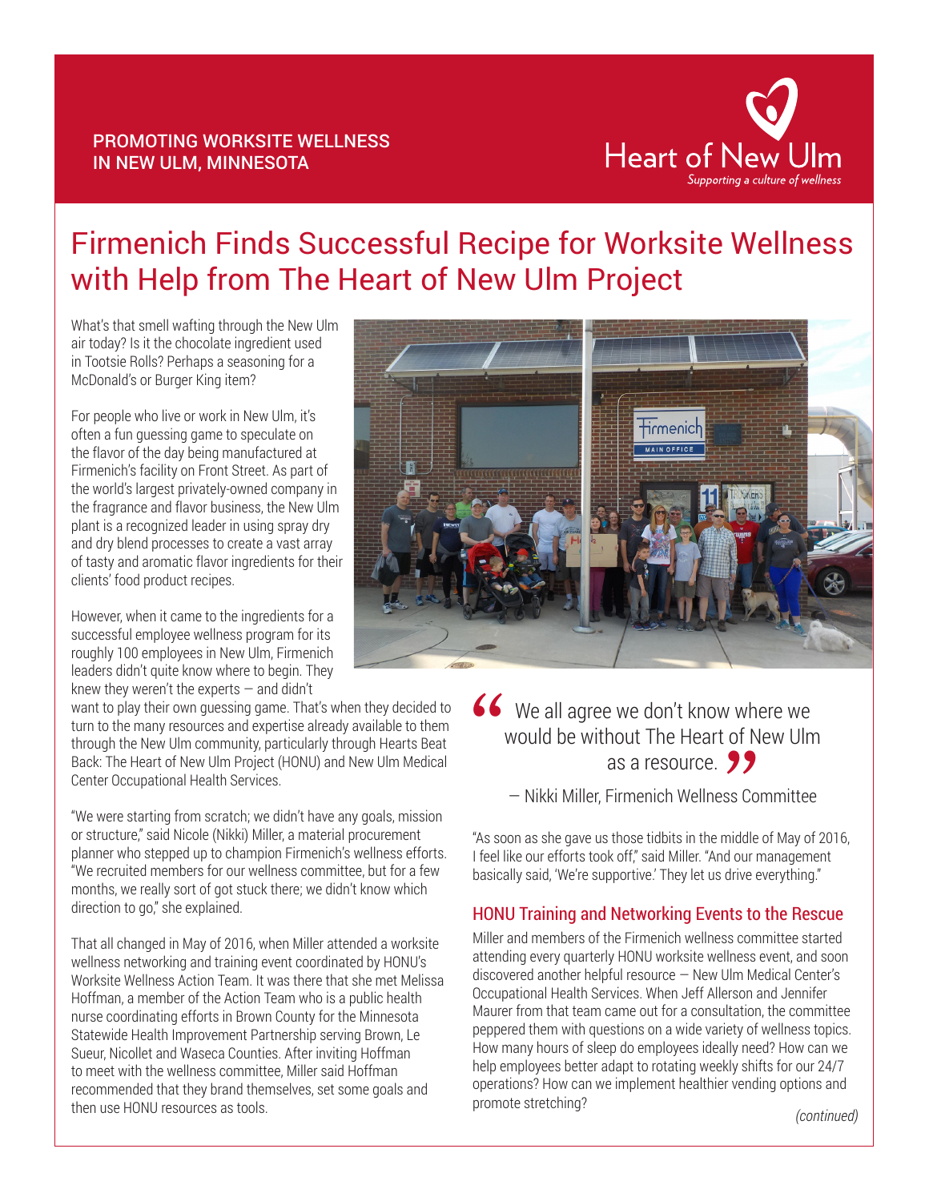PROMOTING WORKSITE WELLNESS IN NEW ULM, MINNESOTA

Heart of New Ulm
*Supporting a culture of wellness*

# Firmenich Finds Successful Recipe for Worksite Wellness with Help from The Heart of New Ulm Project

What's that smell wafting through the New Ulm air today? Is it the chocolate ingredient used in Tootsie Rolls? Perhaps a seasoning for a McDonald's or Burger King item?

For people who live or work in New Ulm, it's often a fun guessing game to speculate on the flavor of the day being manufactured at Firmenich's facility on Front Street. As part of the world's largest privately-owned company in the fragrance and flavor business, the New Ulm plant is a recognized leader in using spray dry and dry blend processes to create a vast array of tasty and aromatic flavor ingredients for their clients' food product recipes.

However, when it came to the ingredients for a successful employee wellness program for its roughly 100 employees in New Ulm, Firmenich leaders didn't quite know where to begin. They knew they weren't the experts — and didn't want to play their own guessing game. That's when they decided to turn to the many resources and expertise already available to them through the New Ulm community, particularly through Hearts Beat Back: The Heart of New Ulm Project (HONU) and New Ulm Medical Center Occupational Health Services.

"We were starting from scratch; we didn't have any goals, mission or structure," said Nicole (Nikki) Miller, a material procurement planner who stepped up to champion Firmenich's wellness efforts. "We recruited members for our wellness committee, but for a few months, we really sort of got stuck there; we didn't know which direction to go," she explained.

That all changed in May of 2016, when Miller attended a worksite wellness networking and training event coordinated by HONU's Worksite Wellness Action Team. It was there that she met Melissa Hoffman, a member of the Action Team who is a public health nurse coordinating efforts in Brown County for the Minnesota Statewide Health Improvement Partnership serving Brown, Le Sueur, Nicollet and Waseca Counties. After inviting Hoffman to meet with the wellness committee, Miller said Hoffman recommended that they brand themselves, set some goals and then use HONU resources as tools.

> "We all agree we don't know where we would be without The Heart of New Ulm as a resource."
>
> — Nikki Miller, Firmenich Wellness Committee

"As soon as she gave us those tidbits in the middle of May of 2016, I feel like our efforts took off," said Miller. "And our management basically said, 'We're supportive.' They let us drive everything."

## HONU Training and Networking Events to the Rescue

Miller and members of the Firmenich wellness committee started attending every quarterly HONU worksite wellness event, and soon discovered another helpful resource — New Ulm Medical Center's Occupational Health Services. When Jeff Allerson and Jennifer Maurer from that team came out for a consultation, the committee peppered them with questions on a wide variety of wellness topics. How many hours of sleep do employees ideally need? How can we help employees better adapt to rotating weekly shifts for our 24/7 operations? How can we implement healthier vending options and promote stretching?

*(continued)*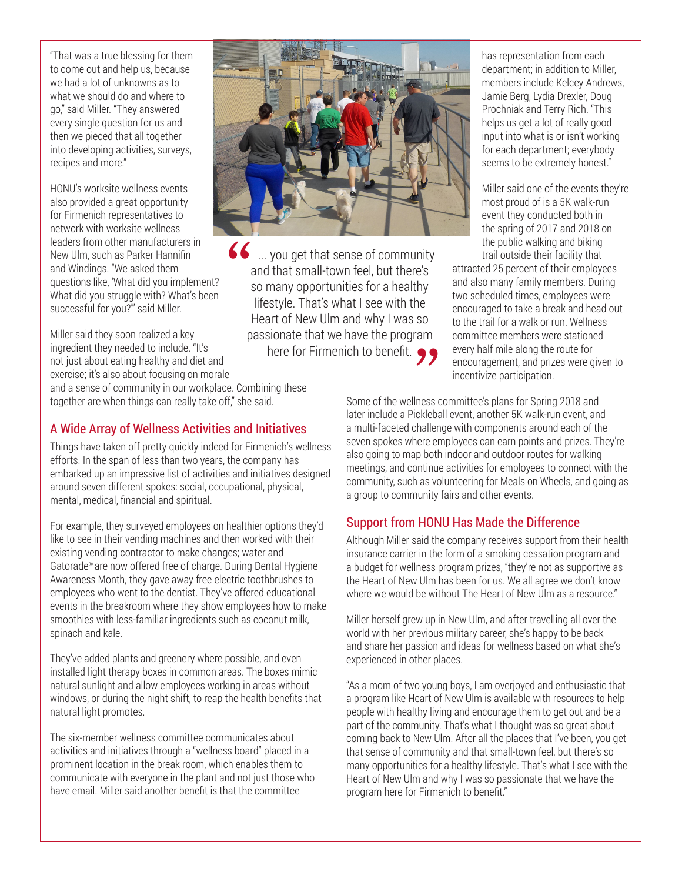"That was a true blessing for them to come out and help us, because we had a lot of unknowns as to what we should do and where to go," said Miller. "They answered every single question for us and then we pieced that all together into developing activities, surveys, recipes and more."

HONU's worksite wellness events also provided a great opportunity for Firmenich representatives to network with worksite wellness leaders from other manufacturers in New Ulm, such as Parker Hannifin and Windings. "We asked them questions like, 'What did you implement? What did you struggle with? What's been successful for you?'" said Miller.

Miller said they soon realized a key ingredient they needed to include. "It's not just about eating healthy and diet and exercise; it's also about focusing on morale and a sense of community in our workplace. Combining these together are when things can really take off," she said.

## A Wide Array of Wellness Activities and Initiatives

Things have taken off pretty quickly indeed for Firmenich's wellness efforts. In the span of less than two years, the company has embarked up an impressive list of activities and initiatives designed around seven different spokes: social, occupational, physical, mental, medical, financial and spiritual.

For example, they surveyed employees on healthier options they'd like to see in their vending machines and then worked with their existing vending contractor to make changes; water and Gatorade® are now offered free of charge. During Dental Hygiene Awareness Month, they gave away free electric toothbrushes to employees who went to the dentist. They've offered educational events in the breakroom where they show employees how to make smoothies with less-familiar ingredients such as coconut milk, spinach and kale.

They've added plants and greenery where possible, and even installed light therapy boxes in common areas. The boxes mimic natural sunlight and allow employees working in areas without windows, or during the night shift, to reap the health benefits that natural light promotes.

The six-member wellness committee communicates about activities and initiatives through a "wellness board" placed in a prominent location in the break room, which enables them to communicate with everyone in the plant and not just those who have email. Miller said another benefit is that the committee has representation from each department; in addition to Miller, members include Kelcey Andrews, Jamie Berg, Lydia Drexler, Doug Prochniak and Terry Rich. "This helps us get a lot of really good input into what is or isn't working for each department; everybody seems to be extremely honest."

> "... you get that sense of community and that small-town feel, but there's so many opportunities for a healthy lifestyle. That's what I see with the Heart of New Ulm and why I was so passionate that we have the program here for Firmenich to benefit."

Miller said one of the events they're most proud of is a 5K walk-run event they conducted both in the spring of 2017 and 2018 on the public walking and biking trail outside their facility that attracted 25 percent of their employees and also many family members. During two scheduled times, employees were encouraged to take a break and head out to the trail for a walk or run. Wellness committee members were stationed every half mile along the route for encouragement, and prizes were given to incentivize participation.

Some of the wellness committee's plans for Spring 2018 and later include a Pickleball event, another 5K walk-run event, and a multi-faceted challenge with components around each of the seven spokes where employees can earn points and prizes. They're also going to map both indoor and outdoor routes for walking meetings, and continue activities for employees to connect with the community, such as volunteering for Meals on Wheels, and going as a group to community fairs and other events.

## Support from HONU Has Made the Difference

Although Miller said the company receives support from their health insurance carrier in the form of a smoking cessation program and a budget for wellness program prizes, "they're not as supportive as the Heart of New Ulm has been for us. We all agree we don't know where we would be without The Heart of New Ulm as a resource."

Miller herself grew up in New Ulm, and after travelling all over the world with her previous military career, she's happy to be back and share her passion and ideas for wellness based on what she's experienced in other places.

"As a mom of two young boys, I am overjoyed and enthusiastic that a program like Heart of New Ulm is available with resources to help people with healthy living and encourage them to get out and be a part of the community. That's what I thought was so great about coming back to New Ulm. After all the places that I've been, you get that sense of community and that small-town feel, but there's so many opportunities for a healthy lifestyle. That's what I see with the Heart of New Ulm and why I was so passionate that we have the program here for Firmenich to benefit."